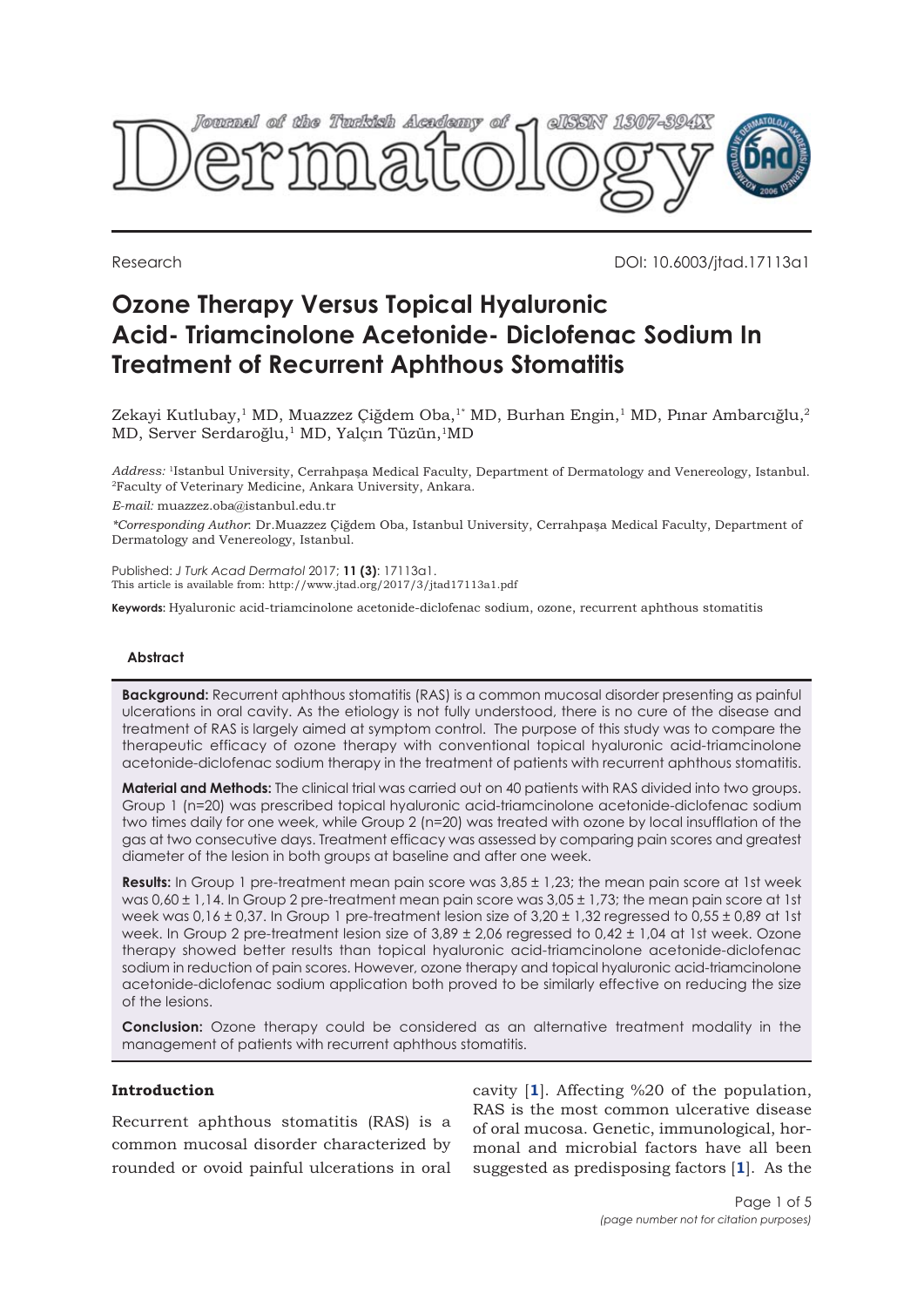Research DOI: 10.6003/jtad.17113a1

# Ozone Therapy Versus Topical Hyaluronic Acid- Triamcinolone Acetonide- Diclofenac Sodium In Treatment of Recurrent Aphthous Stomatitis

Zekayi Kutlubay,[1] MD, Muazzez Çiğdem Oba,[1*] MD, Burhan Engin,[1] MD, Pınar Ambarcığlu,[2] MD, Server Serdaroğlu,[1] MD, Yalçın Tüzün,[1]MD

*Address:* [1]Istanbul University, Cerrahpaşa Medical Faculty, Department of Dermatology and Venereology, Istanbul. [2]Faculty of Veterinary Medicine, Ankara University, Ankara.

*E-mail:* muazzez.oba@istanbul.edu.tr

*\*Corresponding Author*: Dr.Muazzez Çiğdem Oba, Istanbul University, Cerrahpaşa Medical Faculty, Department of Dermatology and Venereology, Istanbul.

Published: *J Turk Acad Dermatol* 2017; **11 (3)**: 17113a1.
This article is available from: http://www.jtad.org/2017/3/jtad17113a1.pdf

**Keywords:** Hyaluronic acid-triamcinolone acetonide-diclofenac sodium, ozone, recurrent aphthous stomatitis

## Abstract

**Background:** Recurrent aphthous stomatitis (RAS) is a common mucosal disorder presenting as painful ulcerations in oral cavity. As the etiology is not fully understood, there is no cure of the disease and treatment of RAS is largely aimed at symptom control. The purpose of this study was to compare the therapeutic efficacy of ozone therapy with conventional topical hyaluronic acid-triamcinolone acetonide-diclofenac sodium therapy in the treatment of patients with recurrent aphthous stomatitis.

**Material and Methods:** The clinical trial was carried out on 40 patients with RAS divided into two groups. Group 1 (n=20) was prescribed topical hyaluronic acid-triamcinolone acetonide-diclofenac sodium two times daily for one week, while Group 2 (n=20) was treated with ozone by local insufflation of the gas at two consecutive days. Treatment efficacy was assessed by comparing pain scores and greatest diameter of the lesion in both groups at baseline and after one week.

**Results:** In Group 1 pre-treatment mean pain score was 3,85 ± 1,23; the mean pain score at 1st week was 0,60 ± 1,14. In Group 2 pre-treatment mean pain score was 3,05 ± 1,73; the mean pain score at 1st week was 0,16 ± 0,37. In Group 1 pre-treatment lesion size of 3,20 ± 1,32 regressed to 0,55 ± 0,89 at 1st week. In Group 2 pre-treatment lesion size of 3,89 ± 2,06 regressed to 0,42 ± 1,04 at 1st week. Ozone therapy showed better results than topical hyaluronic acid-triamcinolone acetonide-diclofenac sodium in reduction of pain scores. However, ozone therapy and topical hyaluronic acid-triamcinolone acetonide-diclofenac sodium application both proved to be similarly effective on reducing the size of the lesions.

**Conclusion:** Ozone therapy could be considered as an alternative treatment modality in the management of patients with recurrent aphthous stomatitis.

## Introduction

Recurrent aphthous stomatitis (RAS) is a common mucosal disorder characterized by rounded or ovoid painful ulcerations in oral cavity [1]. Affecting %20 of the population, RAS is the most common ulcerative disease of oral mucosa. Genetic, immunological, hormonal and microbial factors have all been suggested as predisposing factors [1]. As the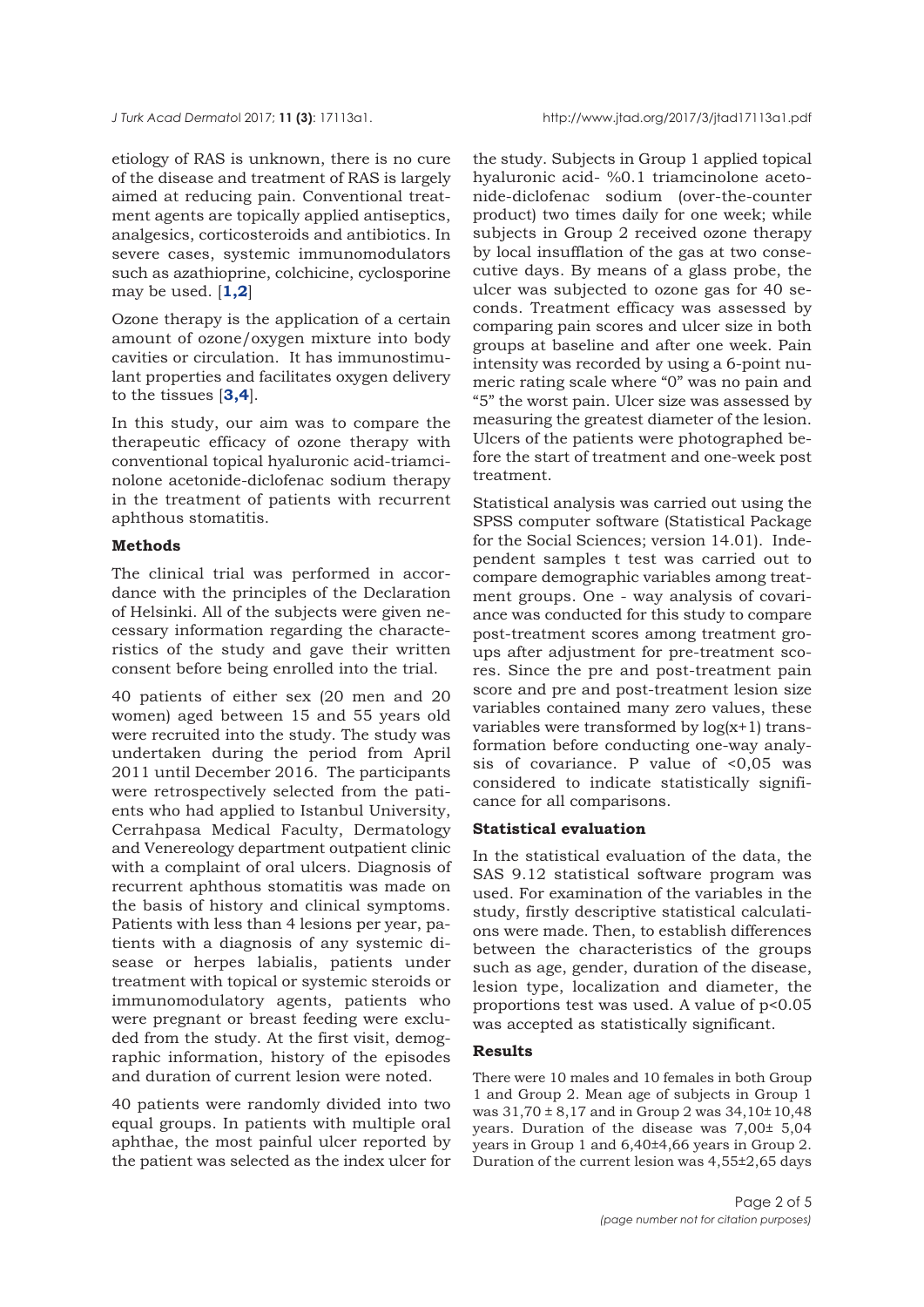etiology of RAS is unknown, there is no cure of the disease and treatment of RAS is largely aimed at reducing pain. Conventional treatment agents are topically applied antiseptics, analgesics, corticosteroids and antibiotics. In severe cases, systemic immunomodulators such as azathioprine, colchicine, cyclosporine may be used. [1,2]

Ozone therapy is the application of a certain amount of ozone/oxygen mixture into body cavities or circulation. It has immunostimulant properties and facilitates oxygen delivery to the tissues [3,4].

In this study, our aim was to compare the therapeutic efficacy of ozone therapy with conventional topical hyaluronic acid-triamcinolone acetonide-diclofenac sodium therapy in the treatment of patients with recurrent aphthous stomatitis.

### Methods

The clinical trial was performed in accordance with the principles of the Declaration of Helsinki. All of the subjects were given necessary information regarding the characteristics of the study and gave their written consent before being enrolled into the trial.

40 patients of either sex (20 men and 20 women) aged between 15 and 55 years old were recruited into the study. The study was undertaken during the period from April 2011 until December 2016. The participants were retrospectively selected from the patients who had applied to Istanbul University, Cerrahpasa Medical Faculty, Dermatology and Venereology department outpatient clinic with a complaint of oral ulcers. Diagnosis of recurrent aphthous stomatitis was made on the basis of history and clinical symptoms. Patients with less than 4 lesions per year, patients with a diagnosis of any systemic disease or herpes labialis, patients under treatment with topical or systemic steroids or immunomodulatory agents, patients who were pregnant or breast feeding were excluded from the study. At the first visit, demographic information, history of the episodes and duration of current lesion were noted.

40 patients were randomly divided into two equal groups. In patients with multiple oral aphthae, the most painful ulcer reported by the patient was selected as the index ulcer for the study. Subjects in Group 1 applied topical hyaluronic acid- %0.1 triamcinolone acetonide-diclofenac sodium (over-the-counter product) two times daily for one week; while subjects in Group 2 received ozone therapy by local insufflation of the gas at two consecutive days. By means of a glass probe, the ulcer was subjected to ozone gas for 40 seconds. Treatment efficacy was assessed by comparing pain scores and ulcer size in both groups at baseline and after one week. Pain intensity was recorded by using a 6-point numeric rating scale where "0" was no pain and "5" the worst pain. Ulcer size was assessed by measuring the greatest diameter of the lesion. Ulcers of the patients were photographed before the start of treatment and one-week post treatment.

Statistical analysis was carried out using the SPSS computer software (Statistical Package for the Social Sciences; version 14.01). Independent samples t test was carried out to compare demographic variables among treatment groups. One - way analysis of covariance was conducted for this study to compare post-treatment scores among treatment groups after adjustment for pre-treatment scores. Since the pre and post-treatment pain score and pre and post-treatment lesion size variables contained many zero values, these variables were transformed by $\log(x+1)$ transformation before conducting one-way analysis of covariance. P value of $<0,05$ was considered to indicate statistically significance for all comparisons.

### Statistical evaluation

In the statistical evaluation of the data, the SAS 9.12 statistical software program was used. For examination of the variables in the study, firstly descriptive statistical calculations were made. Then, to establish differences between the characteristics of the groups such as age, gender, duration of the disease, lesion type, localization and diameter, the proportions test was used. A value of $p<0.05$ was accepted as statistically significant.

### Results

There were 10 males and 10 females in both Group 1 and Group 2. Mean age of subjects in Group 1 was $31,70 \pm 8,17$ and in Group 2 was $34,10 \pm 10,48$ years. Duration of the disease was $7,00 \pm 5,04$ years in Group 1 and $6,40 \pm 4,66$ years in Group 2. Duration of the current lesion was $4,55 \pm 2,65$ days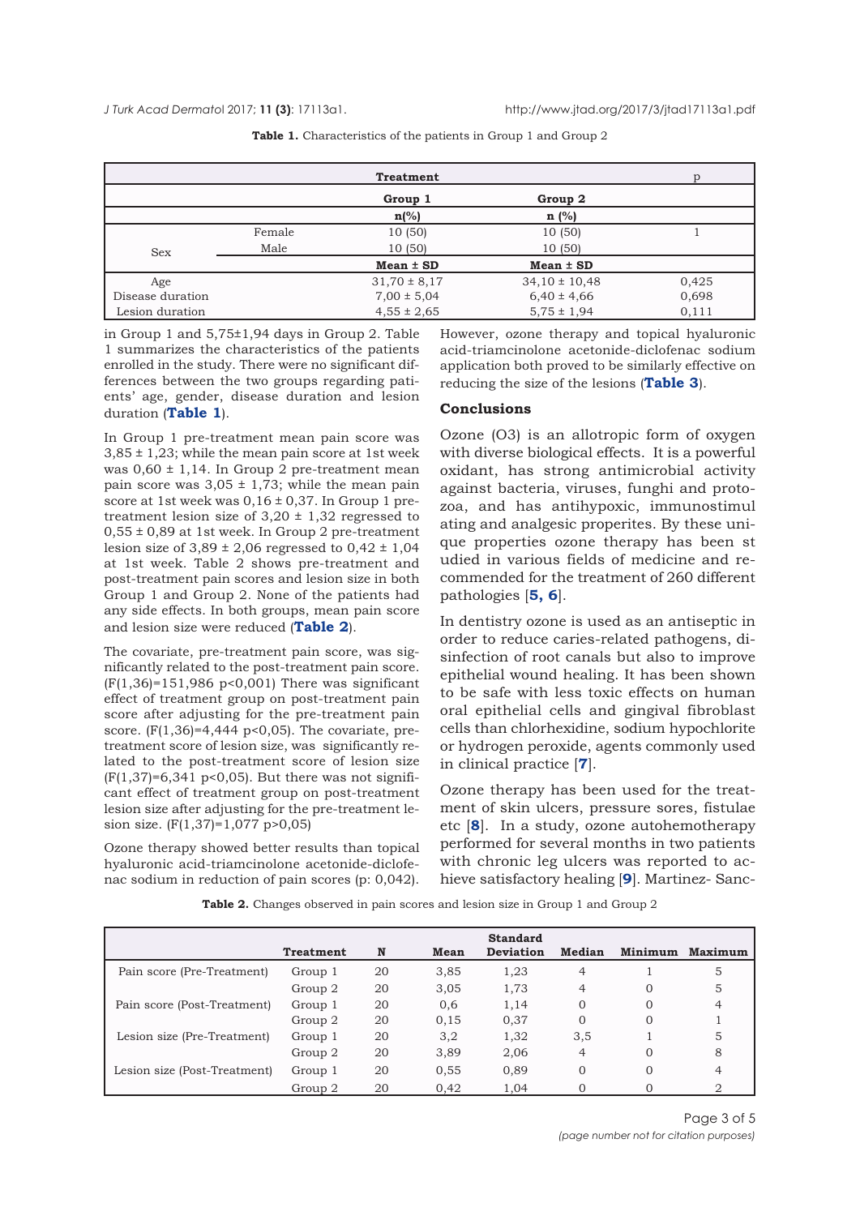**Table 1.** Characteristics of the patients in Group 1 and Group 2

| | | Treatment | | p |
|---|---|---|---|---|
| | | Group 1 | Group 2 | |
| | | n(%) | n (%) | |
| Sex | Female | 10 (50) | 10 (50) | 1 |
| | Male | 10 (50) | 10 (50) | |
| | | Mean ± SD | Mean ± SD | |
| Age | | 31,70 ± 8,17 | 34,10 ± 10,48 | 0,425 |
| Disease duration | | 7,00 ± 5,04 | 6,40 ± 4,66 | 0,698 |
| Lesion duration | | 4,55 ± 2,65 | 5,75 ± 1,94 | 0,111 |

in Group 1 and 5,75±1,94 days in Group 2. Table 1 summarizes the characteristics of the patients enrolled in the study. There were no significant differences between the two groups regarding patients' age, gender, disease duration and lesion duration (**Table 1**).

In Group 1 pre-treatment mean pain score was 3,85 ± 1,23; while the mean pain score at 1st week was 0,60 ± 1,14. In Group 2 pre-treatment mean pain score was 3,05 ± 1,73; while the mean pain score at 1st week was 0,16 ± 0,37. In Group 1 pre-treatment lesion size of 3,20 ± 1,32 regressed to 0,55 ± 0,89 at 1st week. In Group 2 pre-treatment lesion size of 3,89 ± 2,06 regressed to 0,42 ± 1,04 at 1st week. Table 2 shows pre-treatment and post-treatment pain scores and lesion size in both Group 1 and Group 2. None of the patients had any side effects. In both groups, mean pain score and lesion size were reduced (**Table 2**).

The covariate, pre-treatment pain score, was significantly related to the post-treatment pain score. ($F(1,36)=151,986$ $p<0,001$) There was significant effect of treatment group on post-treatment pain score after adjusting for the pre-treatment pain score. ($F(1,36)=4,444$ $p<0,05$). The covariate, pre-treatment score of lesion size, was significantly related to the post-treatment score of lesion size ($F(1,37)=6,341$ $p<0,05$). But there was not significant effect of treatment group on post-treatment lesion size after adjusting for the pre-treatment lesion size. ($F(1,37)=1,077$ $p>0,05$)

Ozone therapy showed better results than topical hyaluronic acid-triamcinolone acetonide-diclofenac sodium in reduction of pain scores (p: 0,042). However, ozone therapy and topical hyaluronic acid-triamcinolone acetonide-diclofenac sodium application both proved to be similarly effective on reducing the size of the lesions (**Table 3**).

## Conclusions

Ozone ($O_3$) is an allotropic form of oxygen with diverse biological effects. It is a powerful oxidant, has strong antimicrobial activity against bacteria, viruses, funghi and protozoa, and has antihypoxic, immunostimulating and analgesic properites. By these unique properties ozone therapy has been studied in various fields of medicine and recommended for the treatment of 260 different pathologies [**5, 6**].

In dentistry ozone is used as an antiseptic in order to reduce caries-related pathogens, disinfection of root canals but also to improve epithelial wound healing. It has been shown to be safe with less toxic effects on human oral epithelial cells and gingival fibroblast cells than chlorhexidine, sodium hypochlorite or hydrogen peroxide, agents commonly used in clinical practice [**7**].

Ozone therapy has been used for the treatment of skin ulcers, pressure sores, fistulae etc [**8**]. In a study, ozone autohemotherapy performed for several months in two patients with chronic leg ulcers was reported to achieve satisfactory healing [**9**]. Martinez- Sanc-

**Table 2.** Changes observed in pain scores and lesion size in Group 1 and Group 2

| | Treatment | N | Mean | Standard Deviation | Median | Minimum | Maximum |
|---|---|---|---|---|---|---|---|
| Pain score (Pre-Treatment) | Group 1 | 20 | 3,85 | 1,23 | 4 | 1 | 5 |
| | Group 2 | 20 | 3,05 | 1,73 | 4 | 0 | 5 |
| Pain score (Post-Treatment) | Group 1 | 20 | 0,6 | 1,14 | 0 | 0 | 4 |
| | Group 2 | 20 | 0,15 | 0,37 | 0 | 0 | 1 |
| Lesion size (Pre-Treatment) | Group 1 | 20 | 3,2 | 1,32 | 3,5 | 1 | 5 |
| | Group 2 | 20 | 3,89 | 2,06 | 4 | 0 | 8 |
| Lesion size (Post-Treatment) | Group 1 | 20 | 0,55 | 0,89 | 0 | 0 | 4 |
| | Group 2 | 20 | 0,42 | 1,04 | 0 | 0 | 2 |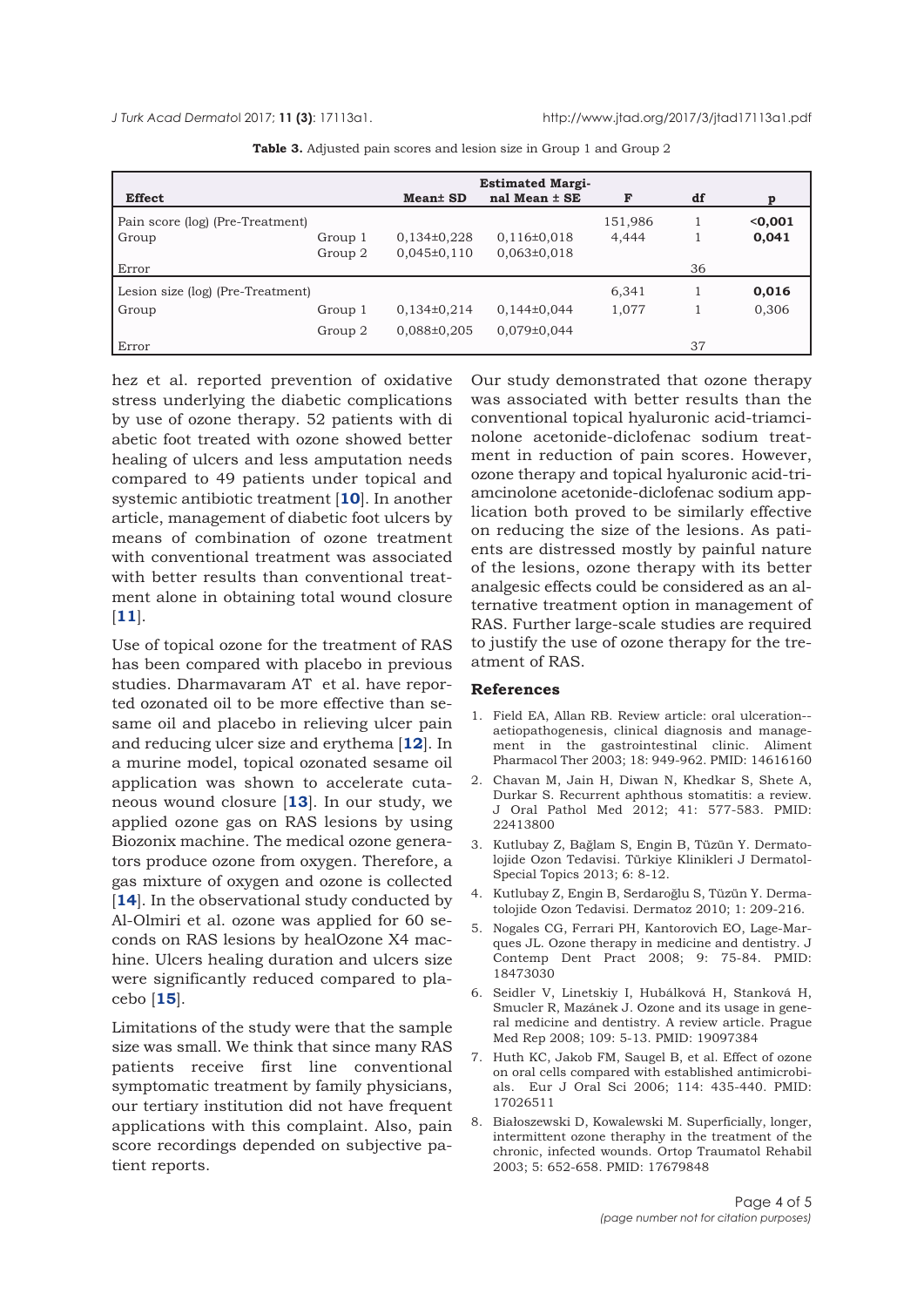**Table 3.** Adjusted pain scores and lesion size in Group 1 and Group 2

| Effect | | Mean± SD | Estimated Marginal Mean ± SE | F | df | p |
|---|---|---|---|---|---|---|
| Pain score (log) (Pre-Treatment) | | | | 151,986 | 1 | **<0,001** |
| Group | Group 1 | 0,134±0,228 | 0,116±0,018 | 4,444 | 1 | **0,041** |
| | Group 2 | 0,045±0,110 | 0,063±0,018 | | | |
| Error | | | | | 36 | |
| Lesion size (log) (Pre-Treatment) | | | | 6,341 | 1 | **0,016** |
| Group | Group 1 | 0,134±0,214 | 0,144±0,044 | 1,077 | 1 | 0,306 |
| | Group 2 | 0,088±0,205 | 0,079±0,044 | | | |
| Error | | | | | 37 | |

hez et al. reported prevention of oxidative stress underlying the diabetic complications by use of ozone therapy. 52 patients with di abetic foot treated with ozone showed better healing of ulcers and less amputation needs compared to 49 patients under topical and systemic antibiotic treatment [**10**]. In another article, management of diabetic foot ulcers by means of combination of ozone treatment with conventional treatment was associated with better results than conventional treatment alone in obtaining total wound closure [**11**].

Use of topical ozone for the treatment of RAS has been compared with placebo in previous studies. Dharmavaram AT et al. have reported ozonated oil to be more effective than sesame oil and placebo in relieving ulcer pain and reducing ulcer size and erythema [**12**]. In a murine model, topical ozonated sesame oil application was shown to accelerate cutaneous wound closure [**13**]. In our study, we applied ozone gas on RAS lesions by using Biozonix machine. The medical ozone generators produce ozone from oxygen. Therefore, a gas mixture of oxygen and ozone is collected [**14**]. In the observational study conducted by Al-Olmiri et al. ozone was applied for 60 seconds on RAS lesions by healOzone X4 machine. Ulcers healing duration and ulcers size were significantly reduced compared to placebo [**15**].

Limitations of the study were that the sample size was small. We think that since many RAS patients receive first line conventional symptomatic treatment by family physicians, our tertiary institution did not have frequent applications with this complaint. Also, pain score recordings depended on subjective patient reports.

Our study demonstrated that ozone therapy was associated with better results than the conventional topical hyaluronic acid-triamcinolone acetonide-diclofenac sodium treatment in reduction of pain scores. However, ozone therapy and topical hyaluronic acid-triamcinolone acetonide-diclofenac sodium application both proved to be similarly effective on reducing the size of the lesions. As patients are distressed mostly by painful nature of the lesions, ozone therapy with its better analgesic effects could be considered as an alternative treatment option in management of RAS. Further large-scale studies are required to justify the use of ozone therapy for the treatment of RAS.

## References

1. Field EA, Allan RB. Review article: oral ulceration--aetiopathogenesis, clinical diagnosis and management in the gastrointestinal clinic. Aliment Pharmacol Ther 2003; 18: 949-962. PMID: 14616160
2. Chavan M, Jain H, Diwan N, Khedkar S, Shete A, Durkar S. Recurrent aphthous stomatitis: a review. J Oral Pathol Med 2012; 41: 577-583. PMID: 22413800
3. Kutlubay Z, Bağlam S, Engin B, Tüzün Y. Dermatolojide Ozon Tedavisi. Türkiye Klinikleri J Dermatol-Special Topics 2013; 6: 8-12.
4. Kutlubay Z, Engin B, Serdaroğlu S, Tüzün Y. Dermatolojide Ozon Tedavisi. Dermatoz 2010; 1: 209-216.
5. Nogales CG, Ferrari PH, Kantorovich EO, Lage-Marques JL. Ozone therapy in medicine and dentistry. J Contemp Dent Pract 2008; 9: 75-84. PMID: 18473030
6. Seidler V, Linetskiy I, Hubálková H, Stanková H, Smucler R, Mazánek J. Ozone and its usage in general medicine and dentistry. A review article. Prague Med Rep 2008; 109: 5-13. PMID: 19097384
7. Huth KC, Jakob FM, Saugel B, et al. Effect of ozone on oral cells compared with established antimicrobials. Eur J Oral Sci 2006; 114: 435-440. PMID: 17026511
8. Białoszewski D, Kowalewski M. Superficially, longer, intermittent ozone theraphy in the treatment of the chronic, infected wounds. Ortop Traumatol Rehabil 2003; 5: 652-658. PMID: 17679848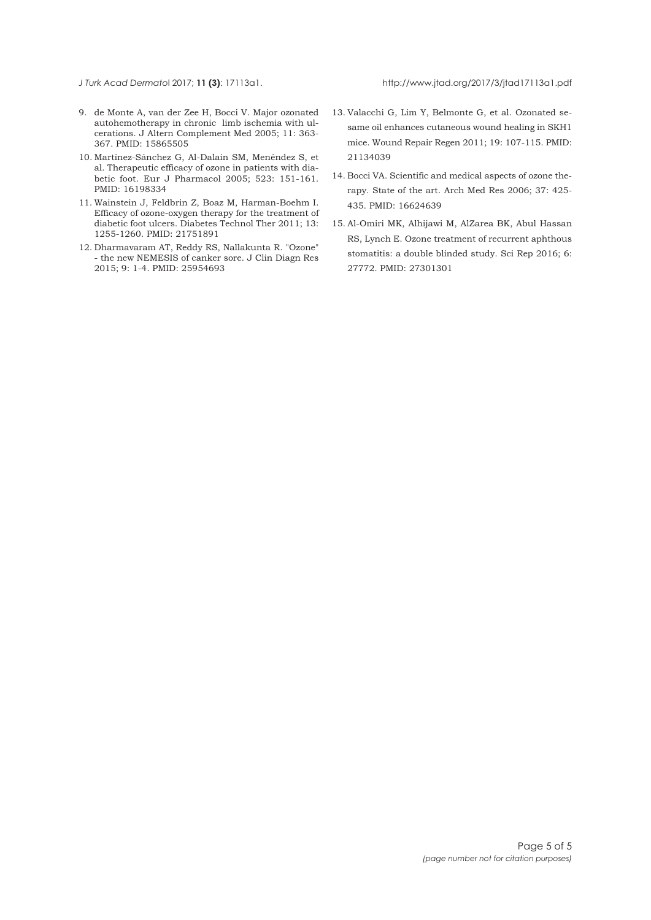9. de Monte A, van der Zee H, Bocci V. Major ozonated autohemotherapy in chronic limb ischemia with ulcerations. J Altern Complement Med 2005; 11: 363-367. PMID: 15865505
10. Martínez-Sánchez G, Al-Dalain SM, Menéndez S, et al. Therapeutic efficacy of ozone in patients with diabetic foot. Eur J Pharmacol 2005; 523: 151-161. PMID: 16198334
11. Wainstein J, Feldbrin Z, Boaz M, Harman-Boehm I. Efficacy of ozone-oxygen therapy for the treatment of diabetic foot ulcers. Diabetes Technol Ther 2011; 13: 1255-1260. PMID: 21751891
12. Dharmavaram AT, Reddy RS, Nallakunta R. "Ozone" - the new NEMESIS of canker sore. J Clin Diagn Res 2015; 9: 1-4. PMID: 25954693
13. Valacchi G, Lim Y, Belmonte G, et al. Ozonated sesame oil enhances cutaneous wound healing in SKH1 mice. Wound Repair Regen 2011; 19: 107-115. PMID: 21134039
14. Bocci VA. Scientific and medical aspects of ozone therapy. State of the art. Arch Med Res 2006; 37: 425-435. PMID: 16624639
15. Al-Omiri MK, Alhijawi M, AlZarea BK, Abul Hassan RS, Lynch E. Ozone treatment of recurrent aphthous stomatitis: a double blinded study. Sci Rep 2016; 6: 27772. PMID: 27301301